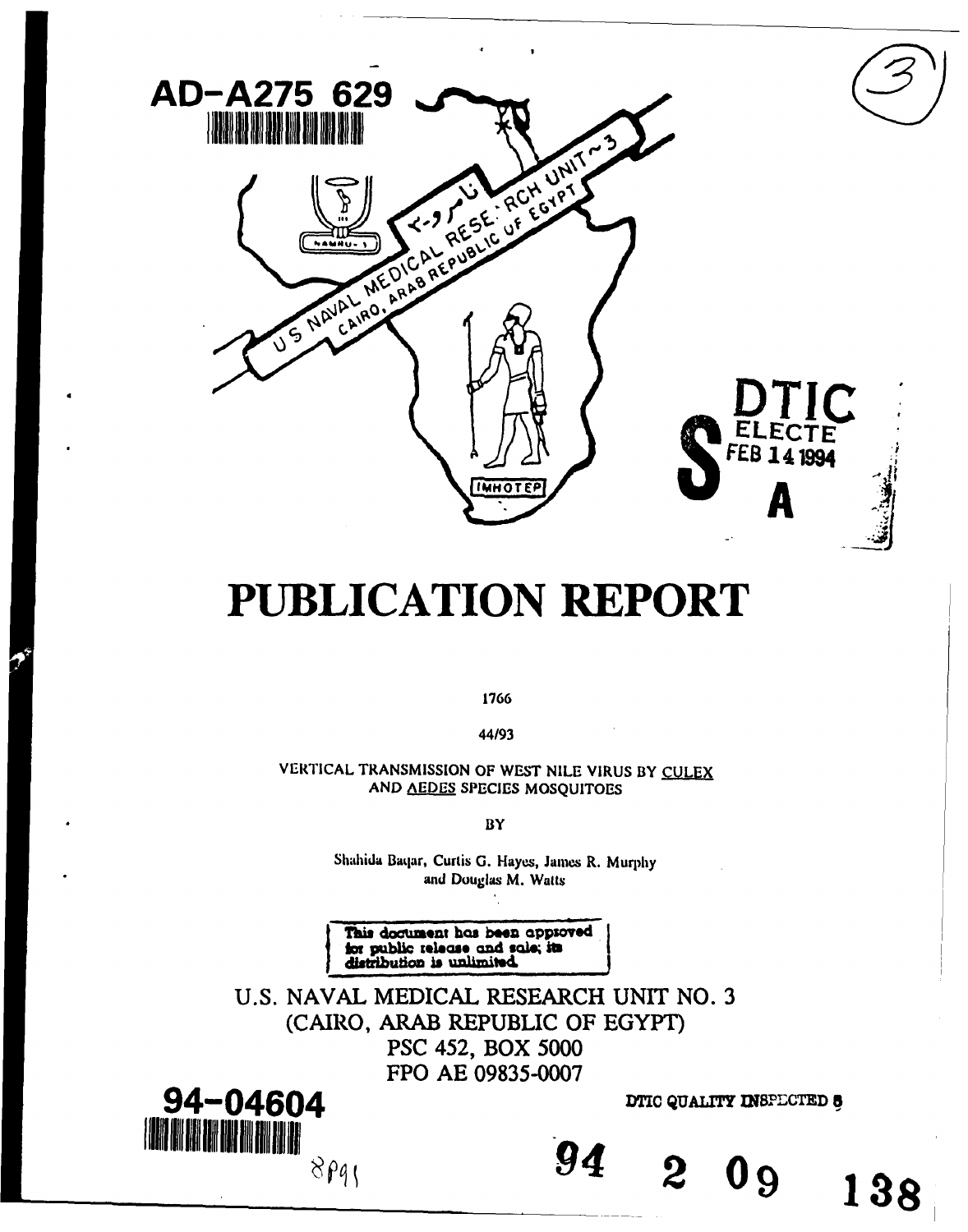AD-A275 629

US NAVAL MEDICAL RESEARCH UNIT ~ 3
CAIRO, ARAB REPUBLIC OF EGYPT

NAMRU - 3

IMHOTEP

DTIC
ELECTE
FEB 14 1994
S A

# PUBLICATION REPORT

1766

44/93

VERTICAL TRANSMISSION OF WEST NILE VIRUS BY CULEX AND AEDES SPECIES MOSQUITOES

BY

Shahida Baqar, Curtis G. Hayes, James R. Murphy and Douglas M. Watts

This document has been approved for public release and sale; its distribution is unlimited.

U.S. NAVAL MEDICAL RESEARCH UNIT NO. 3
(CAIRO, ARAB REPUBLIC OF EGYPT)
PSC 452, BOX 5000
FPO AE 09835-0007

94-04604

DTIC QUALITY INSPECTED 5

94 2 09 138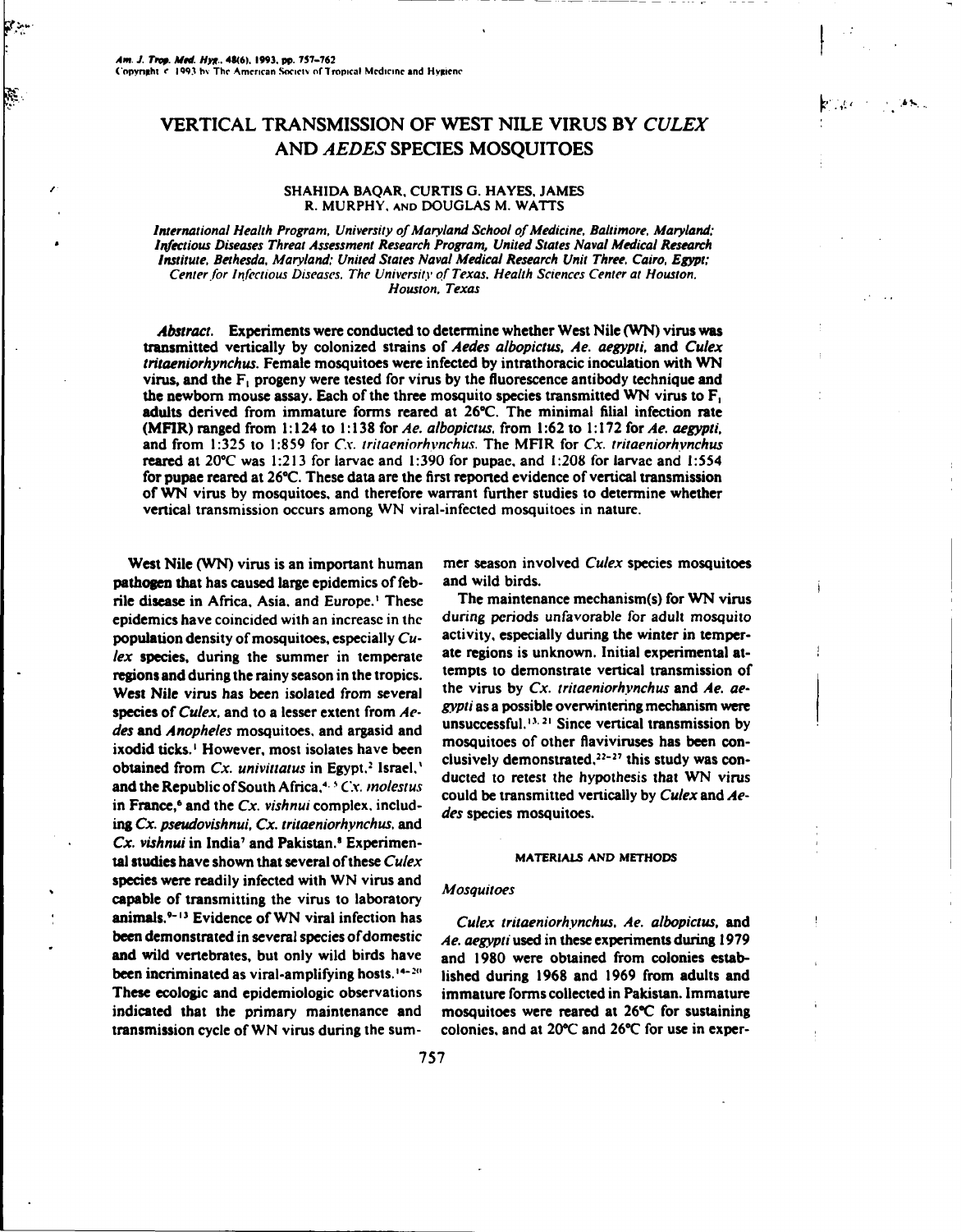# VERTICAL TRANSMISSION OF WEST NILE VIRUS BY *CULEX* AND *AEDES* SPECIES MOSQUITOES

SHAHIDA BAQAR, CURTIS G. HAYES, JAMES R. MURPHY, AND DOUGLAS M. WATTS

*International Health Program, University of Maryland School of Medicine, Baltimore, Maryland; Infectious Diseases Threat Assessment Research Program, United States Naval Medical Research Institute, Bethesda, Maryland; United States Naval Medical Research Unit Three, Cairo, Egypt; Center for Infectious Diseases, The University of Texas, Health Sciences Center at Houston, Houston, Texas*

*Abstract.* Experiments were conducted to determine whether West Nile (WN) virus was transmitted vertically by colonized strains of *Aedes albopictus*, *Ae. aegypti*, and *Culex tritaeniorhynchus*. Female mosquitoes were infected by intrathoracic inoculation with WN virus, and the $F_1$ progeny were tested for virus by the fluorescence antibody technique and the newborn mouse assay. Each of the three mosquito species transmitted WN virus to $F_1$ adults derived from immature forms reared at 26°C. The minimal filial infection rate (MFIR) ranged from 1:124 to 1:138 for *Ae. albopictus*, from 1:62 to 1:172 for *Ae. aegypti*, and from 1:325 to 1:859 for *Cx. tritaeniorhynchus*. The MFIR for *Cx. tritaeniorhynchus* reared at 20°C was 1:213 for larvae and 1:390 for pupae, and 1:208 for larvae and 1:554 for pupae reared at 26°C. These data are the first reported evidence of vertical transmission of WN virus by mosquitoes, and therefore warrant further studies to determine whether vertical transmission occurs among WN viral-infected mosquitoes in nature.

West Nile (WN) virus is an important human pathogen that has caused large epidemics of febrile disease in Africa, Asia, and Europe.[1] These epidemics have coincided with an increase in the population density of mosquitoes, especially *Culex* species, during the summer in temperate regions and during the rainy season in the tropics. West Nile virus has been isolated from several species of *Culex*, and to a lesser extent from *Aedes* and *Anopheles* mosquitoes, and argasid and ixodid ticks.[1] However, most isolates have been obtained from *Cx. univittatus* in Egypt,[2] Israel,[3] and the Republic of South Africa,[4,5] *Cx. molestus* in France,[6] and the *Cx. vishnui* complex, including *Cx. pseudovishnui*, *Cx. tritaeniorhynchus*, and *Cx. vishnui* in India[7] and Pakistan.[8] Experimental studies have shown that several of these *Culex* species were readily infected with WN virus and capable of transmitting the virus to laboratory animals.[9–13] Evidence of WN viral infection has been demonstrated in several species of domestic and wild vertebrates, but only wild birds have been incriminated as viral-amplifying hosts.[14–20] These ecologic and epidemiologic observations indicated that the primary maintenance and transmission cycle of WN virus during the summer season involved *Culex* species mosquitoes and wild birds.

The maintenance mechanism(s) for WN virus during periods unfavorable for adult mosquito activity, especially during the winter in temperate regions is unknown. Initial experimental attempts to demonstrate vertical transmission of the virus by *Cx. tritaeniorhynchus* and *Ae. aegypti* as a possible overwintering mechanism were unsuccessful.[13,21] Since vertical transmission by mosquitoes of other flaviviruses has been conclusively demonstrated,[22–27] this study was conducted to retest the hypothesis that WN virus could be transmitted vertically by *Culex* and *Aedes* species mosquitoes.

## MATERIALS AND METHODS

### *Mosquitoes*

*Culex tritaeniorhynchus*, *Ae. albopictus*, and *Ae. aegypti* used in these experiments during 1979 and 1980 were obtained from colonies established during 1968 and 1969 from adults and immature forms collected in Pakistan. Immature mosquitoes were reared at 26°C for sustaining colonies, and at 20°C and 26°C for use in exper-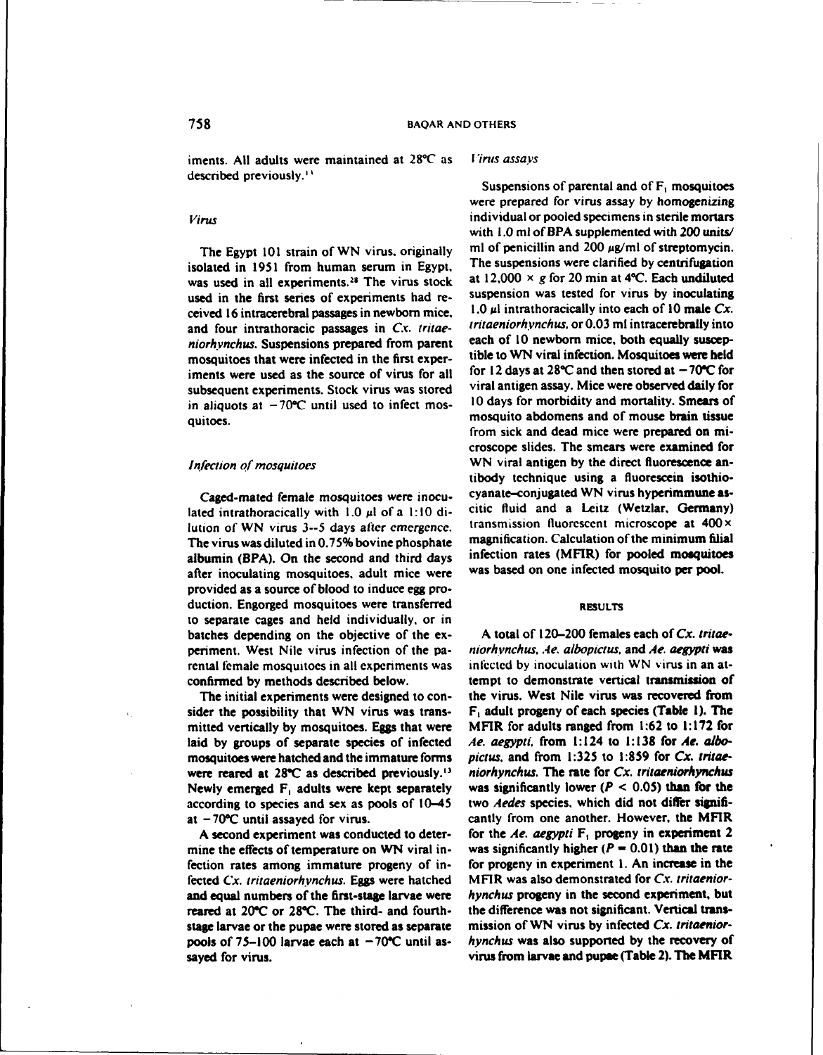iments. All adults were maintained at 28°C as described previously.[11]

### Virus

The Egypt 101 strain of WN virus, originally isolated in 1951 from human serum in Egypt, was used in all experiments.[28] The virus stock used in the first series of experiments had received 16 intracerebral passages in newborn mice, and four intrathoracic passages in *Cx. tritaeniorhynchus*. Suspensions prepared from parent mosquitoes that were infected in the first experiments were used as the source of virus for all subsequent experiments. Stock virus was stored in aliquots at −70°C until used to infect mosquitoes.

### Infection of mosquitoes

Caged-mated female mosquitoes were inoculated intrathoracically with 1.0 μl of a 1:10 dilution of WN virus 3–5 days after emergence. The virus was diluted in 0.75% bovine phosphate albumin (BPA). On the second and third days after inoculating mosquitoes, adult mice were provided as a source of blood to induce egg production. Engorged mosquitoes were transferred to separate cages and held individually, or in batches depending on the objective of the experiment. West Nile virus infection of the parental female mosquitoes in all experiments was confirmed by methods described below.

The initial experiments were designed to consider the possibility that WN virus was transmitted vertically by mosquitoes. Eggs that were laid by groups of separate species of infected mosquitoes were hatched and the immature forms were reared at 28°C as described previously.[13] Newly emerged $F_1$ adults were kept separately according to species and sex as pools of 10–45 at −70°C until assayed for virus.

A second experiment was conducted to determine the effects of temperature on WN viral infection rates among immature progeny of infected *Cx. tritaeniorhynchus*. Eggs were hatched and equal numbers of the first-stage larvae were reared at 20°C or 28°C. The third- and fourth-stage larvae or the pupae were stored as separate pools of 75–100 larvae each at −70°C until assayed for virus.

### Virus assays

Suspensions of parental and of $F_1$ mosquitoes were prepared for virus assay by homogenizing individual or pooled specimens in sterile mortars with 1.0 ml of BPA supplemented with 200 units/ml of penicillin and 200 μg/ml of streptomycin. The suspensions were clarified by centrifugation at 12,000 × *g* for 20 min at 4°C. Each undiluted suspension was tested for virus by inoculating 1.0 μl intrathoracically into each of 10 male *Cx. tritaeniorhynchus*, or 0.03 ml intracerebrally into each of 10 newborn mice, both equally susceptible to WN viral infection. Mosquitoes were held for 12 days at 28°C and then stored at −70°C for viral antigen assay. Mice were observed daily for 10 days for morbidity and mortality. Smears of mosquito abdomens and of mouse brain tissue from sick and dead mice were prepared on microscope slides. The smears were examined for WN viral antigen by the direct fluorescence antibody technique using a fluorescein isothiocyanate–conjugated WN virus hyperimmune ascitic fluid and a Leitz (Wetzlar, Germany) transmission fluorescent microscope at 400× magnification. Calculation of the minimum filial infection rates (MFIR) for pooled mosquitoes was based on one infected mosquito per pool.

## RESULTS

A total of 120–200 females each of *Cx. tritaeniorhynchus*, *Ae. albopictus*, and *Ae. aegypti* was infected by inoculation with WN virus in an attempt to demonstrate vertical transmission of the virus. West Nile virus was recovered from $F_1$ adult progeny of each species (Table 1). The MFIR for adults ranged from 1:62 to 1:172 for *Ae. aegypti*, from 1:124 to 1:138 for *Ae. albopictus*, and from 1:325 to 1:859 for *Cx. tritaeniorhynchus*. The rate for *Cx. tritaeniorhynchus* was significantly lower ($P < 0.05$) than for the two *Aedes* species, which did not differ significantly from one another. However, the MFIR for the *Ae. aegypti* $F_1$ progeny in experiment 2 was significantly higher ($P = 0.01$) than the rate for progeny in experiment 1. An increase in the MFIR was also demonstrated for *Cx. tritaeniorhynchus* progeny in the second experiment, but the difference was not significant. Vertical transmission of WN virus by infected *Cx. tritaeniorhynchus* was also supported by the recovery of virus from larvae and pupae (Table 2). The MFIR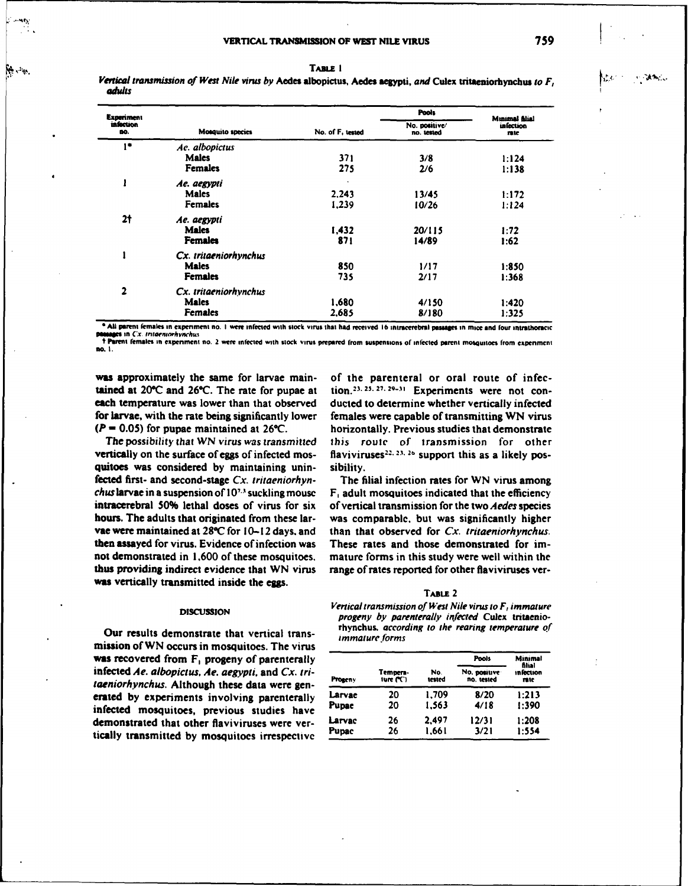TABLE 1

*Vertical transmission of West Nile virus by* Aedes albopictus, Aedes aegypti, *and* Culex tritaeniorhynchus *to* $F_1$ *adults*

| Experiment infection no. | Mosquito species | No. of $F_1$ tested | Pools: No. positive/ no. tested | Minimal filial infection rate |
|---|---|---|---|---|
| 1* | *Ae. albopictus* | | | |
| | Males | 371 | 3/8 | 1:124 |
| | Females | 275 | 2/6 | 1:138 |
| 1 | *Ae. aegypti* | | | |
| | Males | 2,243 | 13/45 | 1:172 |
| | Females | 1,239 | 10/26 | 1:124 |
| 2† | *Ae. aegypti* | | | |
| | Males | 1,432 | 20/115 | 1:72 |
| | Females | 871 | 14/89 | 1:62 |
| 1 | *Cx. tritaeniorhynchus* | | | |
| | Males | 850 | 1/17 | 1:850 |
| | Females | 735 | 2/17 | 1:368 |
| 2 | *Cx. tritaeniorhynchus* | | | |
| | Males | 1,680 | 4/150 | 1:420 |
| | Females | 2,685 | 8/180 | 1:325 |

\* All parent females in experiment no. 1 were infected with stock virus that had received 16 intracerebral passages in mice and four intrathoracic passages in *Cx. tritaeniorhynchus*.

† Parent females in experiment no. 2 were infected with stock virus prepared from suspensions of infected parent mosquitoes from experiment no. 1.

was approximately the same for larvae maintained at 20°C and 26°C. The rate for pupae at each temperature was lower than that observed for larvae, with the rate being significantly lower ($P = 0.05$) for pupae maintained at 26°C.

The possibility that WN virus was transmitted vertically on the surface of eggs of infected mosquitoes was considered by maintaining uninfected first- and second-stage *Cx. tritaeniorhynchus* larvae in a suspension of $10^{7.3}$ suckling mouse intracerebral 50% lethal doses of virus for six hours. The adults that originated from these larvae were maintained at 28°C for 10–12 days, and then assayed for virus. Evidence of infection was not demonstrated in 1,600 of these mosquitoes, thus providing indirect evidence that WN virus was vertically transmitted inside the eggs.

## DISCUSSION

Our results demonstrate that vertical transmission of WN occurs in mosquitoes. The virus was recovered from $F_1$ progeny of parenterally infected *Ae. albopictus, Ae. aegypti*, and *Cx. tritaeniorhynchus*. Although these data were generated by experiments involving parenterally infected mosquitoes, previous studies have demonstrated that other flaviviruses were vertically transmitted by mosquitoes irrespective of the parenteral or oral route of infection.[23, 25, 27, 29–31] Experiments were not conducted to determine whether vertically infected females were capable of transmitting WN virus horizontally. Previous studies that demonstrate this route of transmission for other flaviviruses[22, 23, 26] support this as a likely possibility.

The filial infection rates for WN virus among $F_1$ adult mosquitoes indicated that the efficiency of vertical transmission for the two *Aedes* species was comparable, but was significantly higher than that observed for *Cx. tritaeniorhynchus*. These rates and those demonstrated for immature forms in this study were well within the range of rates reported for other flaviviruses ver-

TABLE 2

*Vertical transmission of West Nile virus to* $F_1$ *immature progeny by parenterally infected* Culex tritaeniorhynchus, *according to the rearing temperature of immature forms*

| Progeny | Temperature (°C) | No. tested | Pools: No. positive/ no. tested | Minimal filial infection rate |
|---|---|---|---|---|
| Larvae | 20 | 1,709 | 8/20 | 1:213 |
| Pupae | 20 | 1,563 | 4/18 | 1:390 |
| Larvae | 26 | 2,497 | 12/31 | 1:208 |
| Pupae | 26 | 1,661 | 3/21 | 1:554 |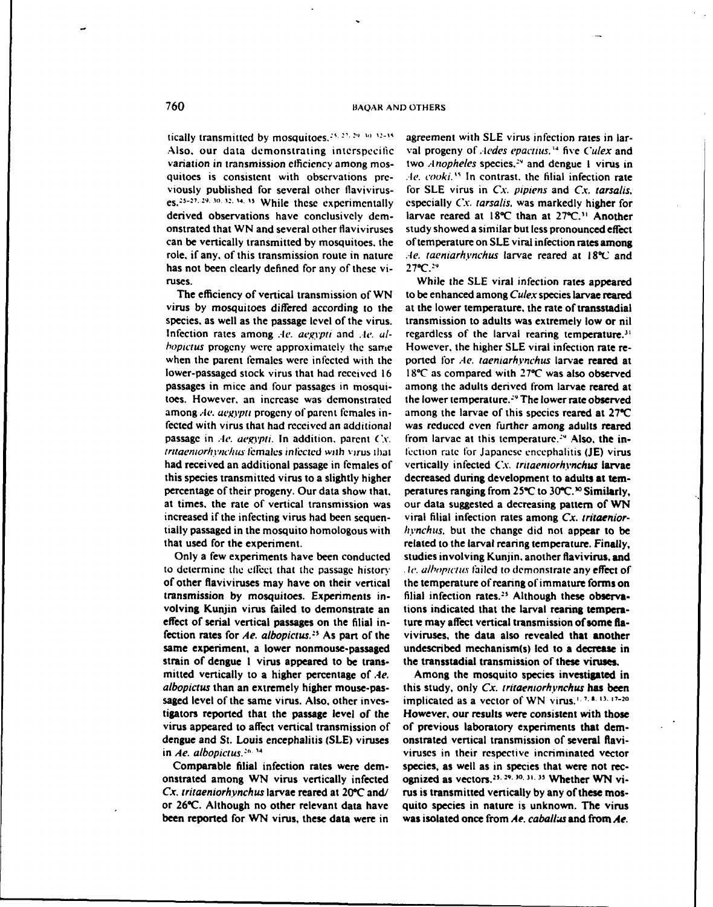tically transmitted by mosquitoes.[25, 27, 29, 30, 32-35] Also, our data demonstrating interspecific variation in transmission efficiency among mosquitoes is consistent with observations previously published for several other flaviviruses.[25-27, 29, 30, 32, 34, 35] While these experimentally derived observations have conclusively demonstrated that WN and several other flaviviruses can be vertically transmitted by mosquitoes, the role, if any, of this transmission route in nature has not been clearly defined for any of these viruses.

The efficiency of vertical transmission of WN virus by mosquitoes differed according to the species, as well as the passage level of the virus. Infection rates among *Ae. aegypti* and *Ae. albopictus* progeny were approximately the same when the parent females were infected with the lower-passaged stock virus that had received 16 passages in mice and four passages in mosquitoes. However, an increase was demonstrated among *Ae. aegypti* progeny of parent females infected with virus that had received an additional passage in *Ae. aegypti*. In addition, parent *Cx. tritaeniorhynchus* females infected with virus that had received an additional passage in females of this species transmitted virus to a slightly higher percentage of their progeny. Our data show that, at times, the rate of vertical transmission was increased if the infecting virus had been sequentially passaged in the mosquito homologous with that used for the experiment.

Only a few experiments have been conducted to determine the effect that the passage history of other flaviviruses may have on their vertical transmission by mosquitoes. Experiments involving Kunjin virus failed to demonstrate an effect of serial vertical passages on the filial infection rates for *Ae. albopictus*.[25] As part of the same experiment, a lower nonmouse-passaged strain of dengue 1 virus appeared to be transmitted vertically to a higher percentage of *Ae. albopictus* than an extremely higher mouse-passaged level of the same virus. Also, other investigators reported that the passage level of the virus appeared to affect vertical transmission of dengue and St. Louis encephalitis (SLE) viruses in *Ae. albopictus*.[26, 34]

Comparable filial infection rates were demonstrated among WN virus vertically infected *Cx. tritaeniorhynchus* larvae reared at 20°C and/or 26°C. Although no other relevant data have been reported for WN virus, these data were in agreement with SLE virus infection rates in larval progeny of *Aedes epactius*,[34] five *Culex* and two *Anopheles* species,[29] and dengue 1 virus in *Ae. cooki*.[35] In contrast, the filial infection rate for SLE virus in *Cx. pipiens* and *Cx. tarsalis*, especially *Cx. tarsalis*, was markedly higher for larvae reared at 18°C than at 27°C.[31] Another study showed a similar but less pronounced effect of temperature on SLE viral infection rates among *Ae. taeniarhynchus* larvae reared at 18°C and 27°C.[29]

While the SLE viral infection rates appeared to be enhanced among *Culex* species larvae reared at the lower temperature, the rate of transstadial transmission to adults was extremely low or nil regardless of the larval rearing temperature.[31] However, the higher SLE viral infection rate reported for *Ae. taeniarhynchus* larvae reared at 18°C as compared with 27°C was also observed among the adults derived from larvae reared at the lower temperature.[29] The lower rate observed among the larvae of this species reared at 27°C was reduced even further among adults reared from larvae at this temperature.[29] Also, the infection rate for Japanese encephalitis (JE) virus vertically infected *Cx. tritaeniorhynchus* larvae decreased during development to adults at temperatures ranging from 25°C to 30°C.[30] Similarly, our data suggested a decreasing pattern of WN viral filial infection rates among *Cx. tritaeniorhynchus*, but the change did not appear to be related to the larval rearing temperature. Finally, studies involving Kunjin, another flavivirus, and *Ae. albopictus* failed to demonstrate any effect of the temperature of rearing of immature forms on filial infection rates.[25] Although these observations indicated that the larval rearing temperature may affect vertical transmission of some flaviviruses, the data also revealed that another undescribed mechanism(s) led to a decrease in the transstadial transmission of these viruses.

Among the mosquito species investigated in this study, only *Cx. tritaeniorhynchus* has been implicated as a vector of WN virus.[1, 7, 8, 13, 17-20] However, our results were consistent with those of previous laboratory experiments that demonstrated vertical transmission of several flaviviruses in their respective incriminated vector species, as well as in species that were not recognized as vectors.[25, 29, 30, 31, 35] Whether WN virus is transmitted vertically by any of these mosquito species in nature is unknown. The virus was isolated once from *Ae. caballus* and from *Ae.*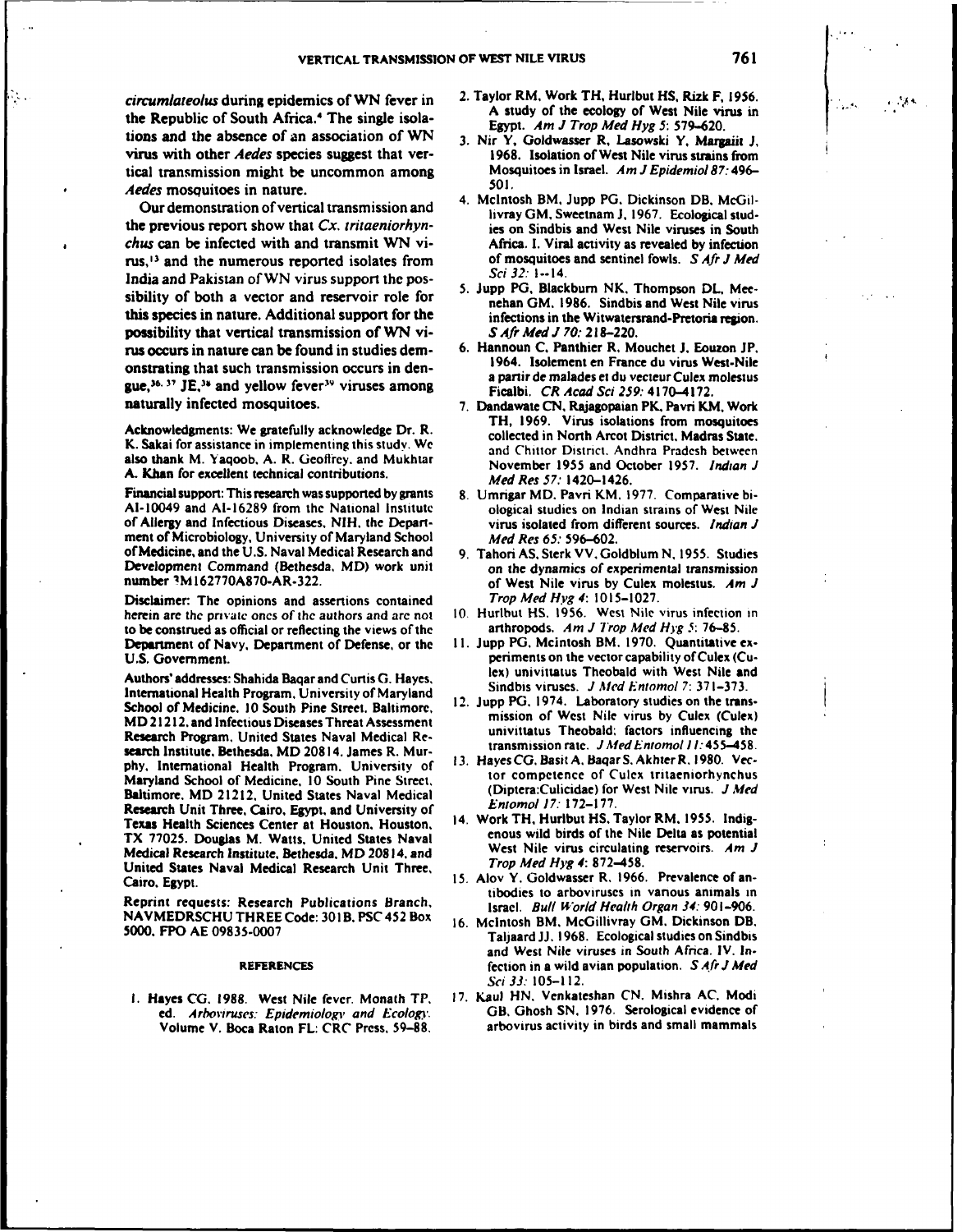*circumlateolus* during epidemics of WN fever in the Republic of South Africa.[4] The single isolations and the absence of an association of WN virus with other *Aedes* species suggest that vertical transmission might be uncommon among *Aedes* mosquitoes in nature.

Our demonstration of vertical transmission and the previous report show that *Cx. tritaeniorhynchus* can be infected with and transmit WN virus,[13] and the numerous reported isolates from India and Pakistan of WN virus support the possibility of both a vector and reservoir role for this species in nature. Additional support for the possibility that vertical transmission of WN virus occurs in nature can be found in studies demonstrating that such transmission occurs in dengue,[36, 37] JE,[38] and yellow fever[39] viruses among naturally infected mosquitoes.

Acknowledgments: We gratefully acknowledge Dr. R. K. Sakai for assistance in implementing this study. We also thank M. Yaqoob, A. R. Geoffrey, and Mukhtar A. Khan for excellent technical contributions.

Financial support: This research was supported by grants AI-10049 and AI-16289 from the National Institute of Allergy and Infectious Diseases, NIH, the Department of Microbiology, University of Maryland School of Medicine, and the U.S. Naval Medical Research and Development Command (Bethesda, MD) work unit number 3M162770A870-AR-322.

Disclaimer: The opinions and assertions contained herein are the private ones of the authors and are not to be construed as official or reflecting the views of the Department of Navy, Department of Defense, or the U.S. Government.

Authors' addresses: Shahida Baqar and Curtis G. Hayes, International Health Program, University of Maryland School of Medicine, 10 South Pine Street, Baltimore, MD 21212, and Infectious Diseases Threat Assessment Research Program, United States Naval Medical Research Institute, Bethesda, MD 20814. James R. Murphy, International Health Program, University of Maryland School of Medicine, 10 South Pine Street, Baltimore, MD 21212, United States Naval Medical Research Unit Three, Cairo, Egypt, and University of Texas Health Sciences Center at Houston, Houston, TX 77025. Douglas M. Watts, United States Naval Medical Research Institute, Bethesda, MD 20814, and United States Naval Medical Research Unit Three, Cairo, Egypt.

Reprint requests: Research Publications Branch, NAVMEDRSCHU THREE Code: 301B, PSC 452 Box 5000, FPO AE 09835-0007

## REFERENCES

1. Hayes CG, 1988. West Nile fever. Monath TP, ed. *Arboviruses: Epidemiology and Ecology*. Volume V. Boca Raton FL: CRC Press, 59–88.
2. Taylor RM, Work TH, Hurlbut HS, Rizk F, 1956. A study of the ecology of West Nile virus in Egypt. *Am J Trop Med Hyg 5*: 579–620.
3. Nir Y, Goldwasser R, Lasowski Y, Margalit J, 1968. Isolation of West Nile virus strains from Mosquitoes in Israel. *Am J Epidemiol 87*: 496–501.
4. McIntosh BM, Jupp PG, Dickinson DB, McGillivray GM, Sweetnam J, 1967. Ecological studies on Sindbis and West Nile viruses in South Africa. I. Viral activity as revealed by infection of mosquitoes and sentinel fowls. *S Afr J Med Sci 32*: 1–14.
5. Jupp PG, Blackburn NK, Thompson DL, Meenehan GM, 1986. Sindbis and West Nile virus infections in the Witwatersrand-Pretoria region. *S Afr Med J 70*: 218–220.
6. Hannoun C, Panthier R, Mouchet J, Eouzon JP, 1964. Isolement en France du virus West-Nile a partir de malades et du vecteur Culex molestus Ficalbi. *CR Acad Sci 259*: 4170–4172.
7. Dandawate CN, Rajagopalan PK, Pavri KM, Work TH, 1969. Virus isolations from mosquitoes collected in North Arcot District, Madras State, and Chittor District, Andhra Pradesh between November 1955 and October 1957. *Indian J Med Res 57*: 1420–1426.
8. Umrigar MD, Pavri KM, 1977. Comparative biological studies on Indian strains of West Nile virus isolated from different sources. *Indian J Med Res 65*: 596–602.
9. Tahori AS, Sterk VV, Goldblum N, 1955. Studies on the dynamics of experimental transmission of West Nile virus by Culex molestus. *Am J Trop Med Hyg 4*: 1015–1027.
10. Hurlbut HS, 1956. West Nile virus infection in arthropods. *Am J Trop Med Hyg 5*: 76–85.
11. Jupp PG, McIntosh BM, 1970. Quantitative experiments on the vector capability of Culex (Culex) univittatus Theobald with West Nile and Sindbis viruses. *J Med Entomol 7*: 371–373.
12. Jupp PG, 1974. Laboratory studies on the transmission of West Nile virus by Culex (Culex) univittatus Theobald; factors influencing the transmission rate. *J Med Entomol 11*: 455–458.
13. Hayes CG, Basit A, Baqar S, Akhter R, 1980. Vector competence of Culex tritaeniorhynchus (Diptera:Culicidae) for West Nile virus. *J Med Entomol 17*: 172–177.
14. Work TH, Hurlbut HS, Taylor RM, 1955. Indigenous wild birds of the Nile Delta as potential West Nile virus circulating reservoirs. *Am J Trop Med Hyg 4*: 872–458.
15. Alov Y, Goldwasser R, 1966. Prevalence of antibodies to arboviruses in various animals in Israel. *Bull World Health Organ 34*: 901–906.
16. McIntosh BM, McGillivray GM, Dickinson DB, Taljaard JJ, 1968. Ecological studies on Sindbis and West Nile viruses in South Africa. IV. Infection in a wild avian population. *S Afr J Med Sci 33*: 105–112.
17. Kaul HN, Venkateshan CN, Mishra AC, Modi GB, Ghosh SN, 1976. Serological evidence of arbovirus activity in birds and small mammals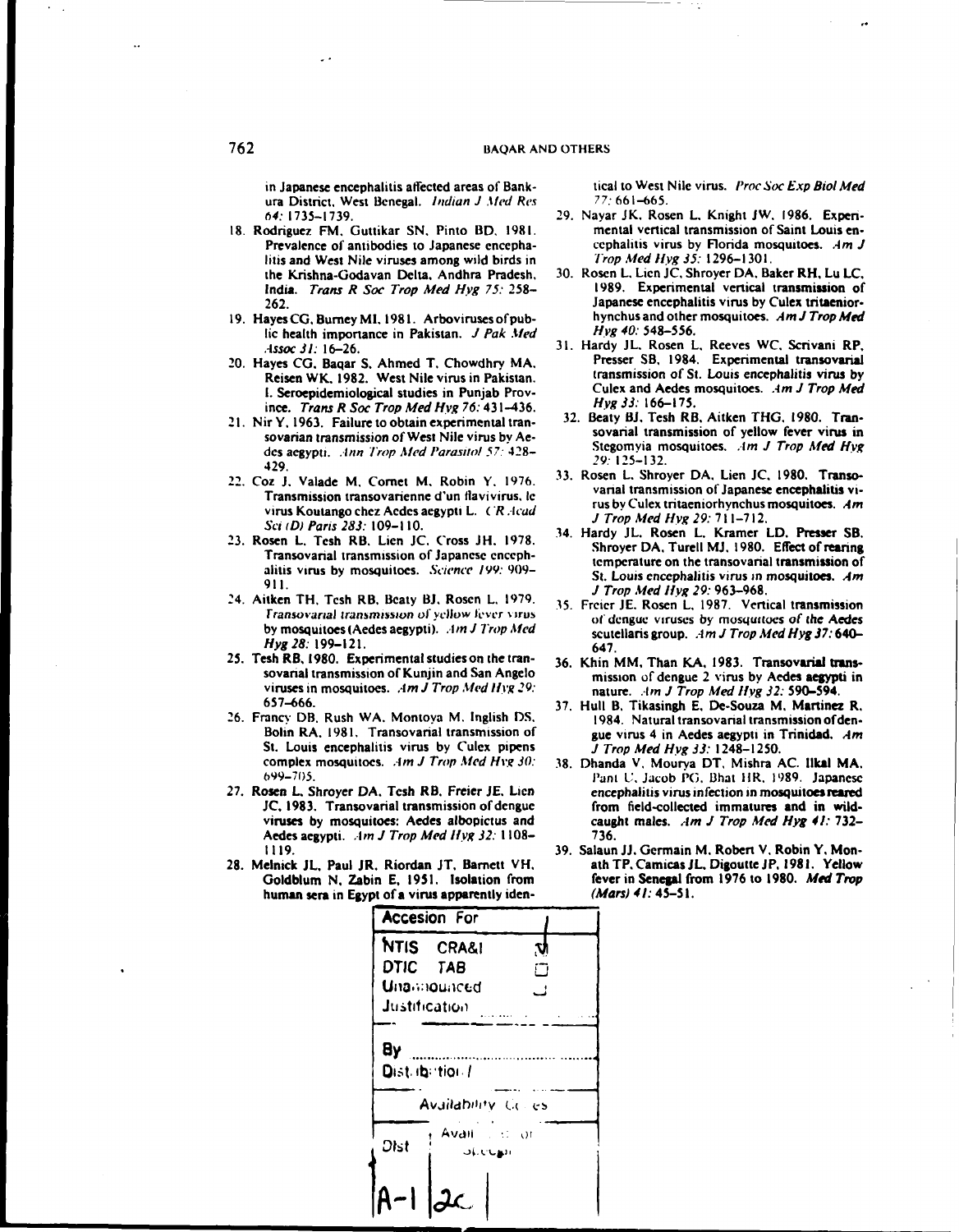in Japanese encephalitis affected areas of Bankura District, West Bengal. *Indian J Med Res 64:* 1735–1739.

18. Rodriguez FM, Guttikar SN, Pinto BD, 1981. Prevalence of antibodies to Japanese encephalitis and West Nile viruses among wild birds in the Krishna-Godavari Delta, Andhra Pradesh, India. *Trans R Soc Trop Med Hyg 75:* 258–262.
19. Hayes CG, Burney MI, 1981. Arboviruses of public health importance in Pakistan. *J Pak Med Assoc 31:* 16–26.
20. Hayes CG, Baqar S, Ahmed T, Chowdhry MA, Reisen WK, 1982. West Nile virus in Pakistan. I. Seroepidemiological studies in Punjab Province. *Trans R Soc Trop Med Hyg 76:* 431–436.
21. Nir Y, 1963. Failure to obtain experimental transovarian transmission of West Nile virus by Aedes aegypti. *Ann Trop Med Parasitol 57:* 428–429.
22. Coz J, Valade M, Cornet M, Robin Y, 1976. Transmission transovarienne d'un flavivirus, le virus Koutango chez Aedes aegypti L. *C R Acad Sci (D) Paris 283:* 109–110.
23. Rosen L, Tesh RB, Lien JC, Cross JH, 1978. Transovarial transmission of Japanese encephalitis virus by mosquitoes. *Science 199:* 909–911.
24. Aitken TH, Tesh RB, Beaty BJ, Rosen L, 1979. Transovarial transmission of yellow fever virus by mosquitoes (Aedes aegypti). *Am J Trop Med Hyg 28:* 199–121.
25. Tesh RB, 1980. Experimental studies on the transovarial transmission of Kunjin and San Angelo viruses in mosquitoes. *Am J Trop Med Hyg 29:* 657–666.
26. Francy DB, Rush WA, Montoya M, Inglish DS, Bolin RA, 1981. Transovarial transmission of St. Louis encephalitis virus by Culex pipens complex mosquitoes. *Am J Trop Med Hyg 30:* 699–705.
27. Rosen L, Shroyer DA, Tesh RB, Freier JE, Lien JC, 1983. Transovarial transmission of dengue viruses by mosquitoes: Aedes albopictus and Aedes aegypti. *Am J Trop Med Hyg 32:* 1108–1119.
28. Melnick JL, Paul JR, Riordan JT, Barnett VH, Goldblum N, Zabin E, 1951. Isolation from human sera in Egypt of a virus apparently identical to West Nile virus. *Proc Soc Exp Biol Med 77:* 661–665.
29. Nayar JK, Rosen L, Knight JW, 1986. Experimental vertical transmission of Saint Louis encephalitis virus by Florida mosquitoes. *Am J Trop Med Hyg 35:* 1296–1301.
30. Rosen L, Lien JC, Shroyer DA, Baker RH, Lu LC, 1989. Experimental vertical transmission of Japanese encephalitis virus by Culex tritaeniorhynchus and other mosquitoes. *Am J Trop Med Hyg 40:* 548–556.
31. Hardy JL, Rosen L, Reeves WC, Scrivani RP, Presser SB, 1984. Experimental transovarial transmission of St. Louis encephalitis virus by Culex and Aedes mosquitoes. *Am J Trop Med Hyg 33:* 166–175.
32. Beaty BJ, Tesh RB, Aitken THG, 1980. Transovarial transmission of yellow fever virus in Stegomyia mosquitoes. *Am J Trop Med Hyg 29:* 125–132.
33. Rosen L, Shroyer DA, Lien JC, 1980. Transovarial transmission of Japanese encephalitis virus by Culex tritaeniorhynchus mosquitoes. *Am J Trop Med Hyg 29:* 711–712.
34. Hardy JL, Rosen L, Kramer LD, Presser SB, Shroyer DA, Turell MJ, 1980. Effect of rearing temperature on the transovarial transmission of St. Louis encephalitis virus in mosquitoes. *Am J Trop Med Hyg 29:* 963–968.
35. Freier JE, Rosen L, 1987. Vertical transmission of dengue viruses by mosquitoes of the Aedes scutellaris group. *Am J Trop Med Hyg 37:* 640–647.
36. Khin MM, Than KA, 1983. Transovarial transmission of dengue 2 virus by Aedes aegypti in nature. *Am J Trop Med Hyg 32:* 590–594.
37. Hull B, Tikasingh E, De-Souza M, Martinez R, 1984. Natural transovarial transmission of dengue virus 4 in Aedes aegypti in Trinidad. *Am J Trop Med Hyg 33:* 1248–1250.
38. Dhanda V, Mourya DT, Mishra AC, Ilkal MA, Pant U, Jacob PG, Bhat HR, 1989. Japanese encephalitis virus infection in mosquitoes reared from field-collected immatures and in wild-caught males. *Am J Trop Med Hyg 41:* 732–736.
39. Salaun JJ, Germain M, Robert V, Robin Y, Monath TP, Camicas JL, Digoutte JP, 1981. Yellow fever in Senegal from 1976 to 1980. *Med Trop (Mars) 41:* 45–51.

| Accesion For | |
|---|---|
| NTIS CRA&I | ☑ |
| DTIC TAB | ☐ |
| Unannounced | ☐ |
| Justification | |
| By | |
| Distribution / | |
| Availability Codes | |
| Dist | Avail and / or Special |
| A-1 | 2c |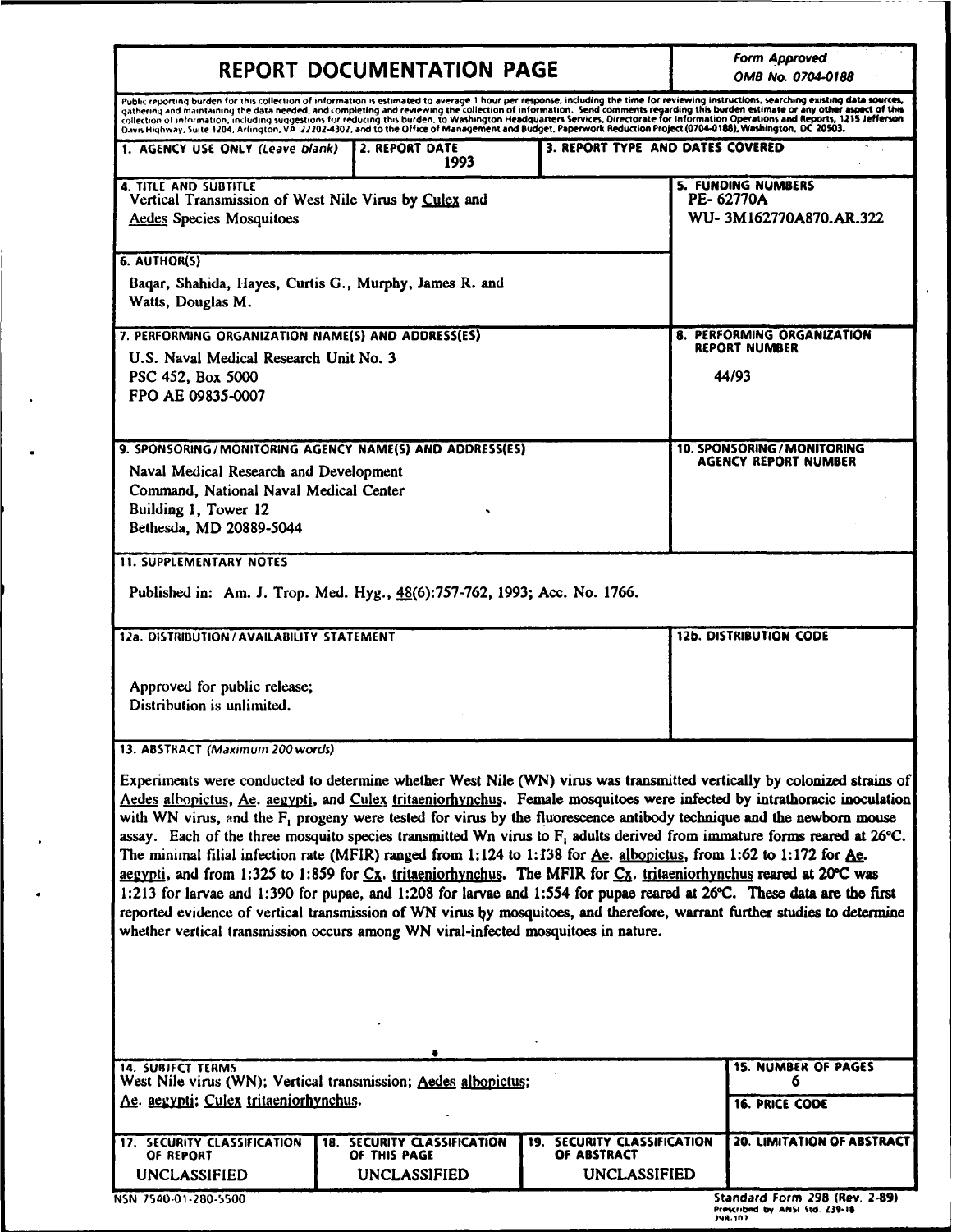# REPORT DOCUMENTATION PAGE

*Form Approved*
*OMB No. 0704-0188*

Public reporting burden for this collection of information is estimated to average 1 hour per response, including the time for reviewing instructions, searching existing data sources, gathering and maintaining the data needed, and completing and reviewing the collection of information. Send comments regarding this burden estimate or any other aspect of this collection of information, including suggestions for reducing this burden, to Washington Headquarters Services, Directorate for Information Operations and Reports, 1215 Jefferson Davis Highway, Suite 1204, Arlington, VA 22202-4302, and to the Office of Management and Budget, Paperwork Reduction Project (0704-0188), Washington, DC 20503.

**1. AGENCY USE ONLY** *(Leave blank)*

**2. REPORT DATE**
1993

**3. REPORT TYPE AND DATES COVERED**

**4. TITLE AND SUBTITLE**
Vertical Transmission of West Nile Virus by Culex and Aedes Species Mosquitoes

**5. FUNDING NUMBERS**
PE- 62770A
WU- 3M162770A870.AR.322

**6. AUTHOR(S)**
Baqar, Shahida, Hayes, Curtis G., Murphy, James R. and Watts, Douglas M.

**7. PERFORMING ORGANIZATION NAME(S) AND ADDRESS(ES)**
U.S. Naval Medical Research Unit No. 3
PSC 452, Box 5000
FPO AE 09835-0007

**8. PERFORMING ORGANIZATION REPORT NUMBER**
44/93

**9. SPONSORING/MONITORING AGENCY NAME(S) AND ADDRESS(ES)**
Naval Medical Research and Development
Command, National Naval Medical Center
Building 1, Tower 12
Bethesda, MD 20889-5044

**10. SPONSORING/MONITORING AGENCY REPORT NUMBER**

**11. SUPPLEMENTARY NOTES**
Published in: Am. J. Trop. Med. Hyg., 48(6):757-762, 1993; Acc. No. 1766.

**12a. DISTRIBUTION/AVAILABILITY STATEMENT**
Approved for public release;
Distribution is unlimited.

**12b. DISTRIBUTION CODE**

**13. ABSTRACT** *(Maximum 200 words)*

Experiments were conducted to determine whether West Nile (WN) virus was transmitted vertically by colonized strains of Aedes albopictus, Ae. aegypti, and Culex tritaeniorhynchus. Female mosquitoes were infected by intrathoracic inoculation with WN virus, and the $F_1$ progeny were tested for virus by the fluorescence antibody technique and the newborn mouse assay. Each of the three mosquito species transmitted Wn virus to $F_1$ adults derived from immature forms reared at 26°C. The minimal filial infection rate (MFIR) ranged from 1:124 to 1:138 for Ae. albopictus, from 1:62 to 1:172 for Ae. aegypti, and from 1:325 to 1:859 for Cx. tritaeniorhynchus. The MFIR for Cx. tritaeniorhynchus reared at 20°C was 1:213 for larvae and 1:390 for pupae, and 1:208 for larvae and 1:554 for pupae reared at 26°C. These data are the first reported evidence of vertical transmission of WN virus by mosquitoes, and therefore, warrant further studies to determine whether vertical transmission occurs among WN viral-infected mosquitoes in nature.

**14. SUBJECT TERMS**
West Nile virus (WN); Vertical transmission; Aedes albopictus; Ae. aegypti; Culex tritaeniorhynchus.

**15. NUMBER OF PAGES**
6

**16. PRICE CODE**

| 17. SECURITY CLASSIFICATION OF REPORT | 18. SECURITY CLASSIFICATION OF THIS PAGE | 19. SECURITY CLASSIFICATION OF ABSTRACT | 20. LIMITATION OF ABSTRACT |
|---|---|---|---|
| UNCLASSIFIED | UNCLASSIFIED | UNCLASSIFIED | |

NSN 7540-01-280-5500

Standard Form 298 (Rev. 2-89)
Prescribed by ANSI Std. Z39-18
298-102